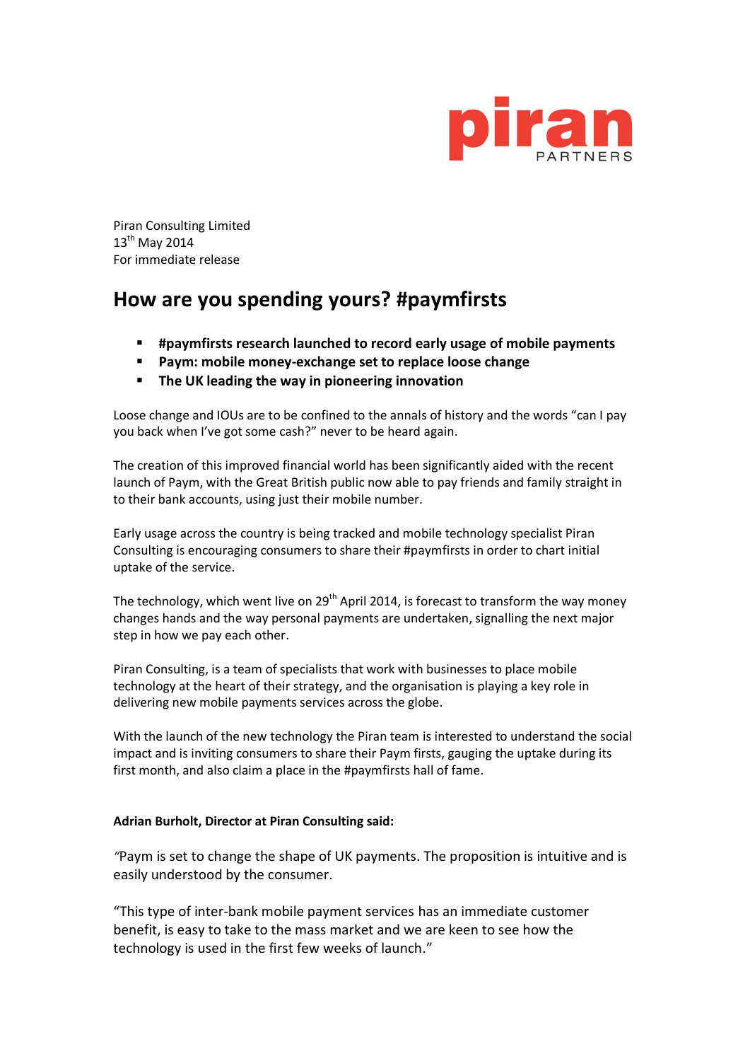piran PARTNERS

Piran Consulting Limited
13th May 2014
For immediate release

# How are you spending yours? #paymfirsts

- **#paymfirsts research launched to record early usage of mobile payments**
- **Paym: mobile money-exchange set to replace loose change**
- **The UK leading the way in pioneering innovation**

Loose change and IOUs are to be confined to the annals of history and the words "can I pay you back when I've got some cash?" never to be heard again.

The creation of this improved financial world has been significantly aided with the recent launch of Paym, with the Great British public now able to pay friends and family straight in to their bank accounts, using just their mobile number.

Early usage across the country is being tracked and mobile technology specialist Piran Consulting is encouraging consumers to share their #paymfirsts in order to chart initial uptake of the service.

The technology, which went live on 29th April 2014, is forecast to transform the way money changes hands and the way personal payments are undertaken, signalling the next major step in how we pay each other.

Piran Consulting, is a team of specialists that work with businesses to place mobile technology at the heart of their strategy, and the organisation is playing a key role in delivering new mobile payments services across the globe.

With the launch of the new technology the Piran team is interested to understand the social impact and is inviting consumers to share their Paym firsts, gauging the uptake during its first month, and also claim a place in the #paymfirsts hall of fame.

**Adrian Burholt, Director at Piran Consulting said:**

"Paym is set to change the shape of UK payments. The proposition is intuitive and is easily understood by the consumer.

"This type of inter-bank mobile payment services has an immediate customer benefit, is easy to take to the mass market and we are keen to see how the technology is used in the first few weeks of launch."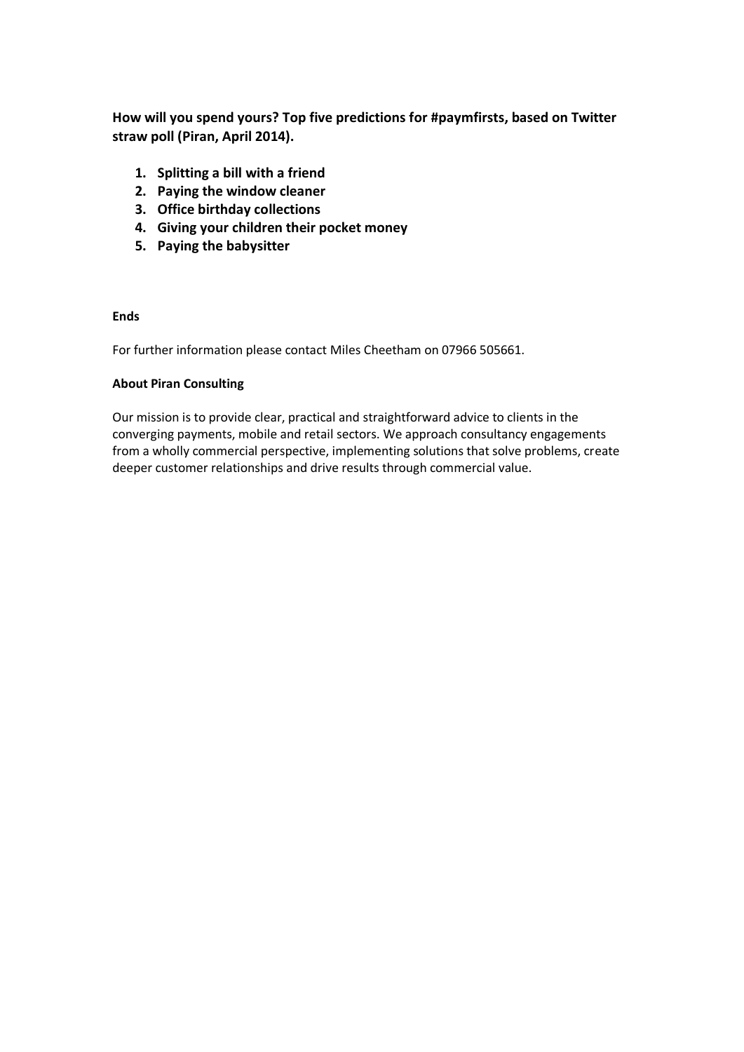**How will you spend yours? Top five predictions for #paymfirsts, based on Twitter straw poll (Piran, April 2014).**

1. **Splitting a bill with a friend**
2. **Paying the window cleaner**
3. **Office birthday collections**
4. **Giving your children their pocket money**
5. **Paying the babysitter**

**Ends**

For further information please contact Miles Cheetham on 07966 505661.

**About Piran Consulting**

Our mission is to provide clear, practical and straightforward advice to clients in the converging payments, mobile and retail sectors. We approach consultancy engagements from a wholly commercial perspective, implementing solutions that solve problems, create deeper customer relationships and drive results through commercial value.